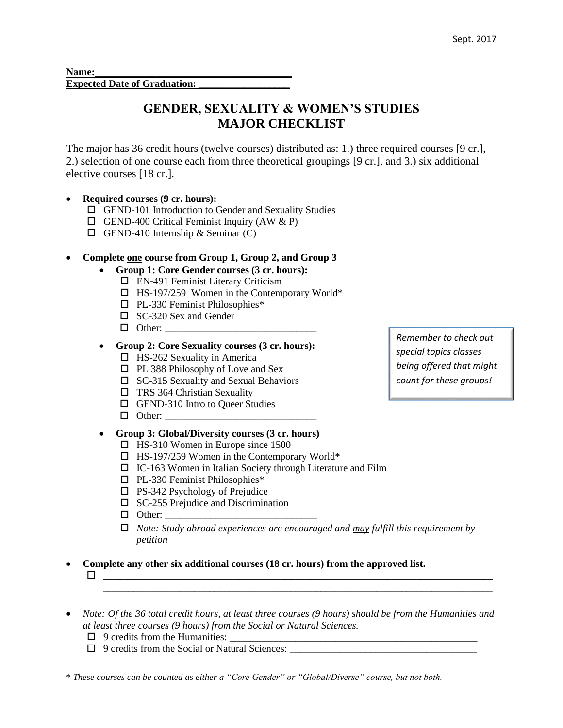Sept. 2017

**Name:**\_\_\_\_\_\_\_\_\_\_\_\_\_\_\_\_\_\_\_\_\_\_\_\_\_\_\_\_\_\_\_\_\_\_\_\_\_\_\_\_
**Expected Date of Graduation:** \_\_\_\_\_\_\_\_\_\_\_\_\_\_\_\_\_\_

# GENDER, SEXUALITY & WOMEN'S STUDIES MAJOR CHECKLIST

The major has 36 credit hours (twelve courses) distributed as: 1.) three required courses [9 cr.], 2.) selection of one course each from three theoretical groupings [9 cr.], and 3.) six additional elective courses [18 cr.].

- **Required courses (9 cr. hours):**
  - ☐ GEND-101 Introduction to Gender and Sexuality Studies
  - ☐ GEND-400 Critical Feminist Inquiry (AW & P)
  - ☐ GEND-410 Internship & Seminar (C)

- **Complete <u>one</u> course from Group 1, Group 2, and Group 3**
  - **Group 1: Core Gender courses (3 cr. hours):**
    - ☐ EN-491 Feminist Literary Criticism
    - ☐ HS-197/259 Women in the Contemporary World*
    - ☐ PL-330 Feminist Philosophies*
    - ☐ SC-320 Sex and Gender
    - ☐ Other: \_\_\_\_\_\_\_\_\_\_\_\_\_\_\_\_\_\_\_\_\_\_\_\_\_\_\_\_\_\_
  - **Group 2: Core Sexuality courses (3 cr. hours):**
    - ☐ HS-262 Sexuality in America
    - ☐ PL 388 Philosophy of Love and Sex
    - ☐ SC-315 Sexuality and Sexual Behaviors
    - ☐ TRS 364 Christian Sexuality
    - ☐ GEND-310 Intro to Queer Studies
    - ☐ Other: \_\_\_\_\_\_\_\_\_\_\_\_\_\_\_\_\_\_\_\_\_\_\_\_\_\_\_\_\_\_
  - **Group 3: Global/Diversity courses (3 cr. hours)**
    - ☐ HS-310 Women in Europe since 1500
    - ☐ HS-197/259 Women in the Contemporary World*
    - ☐ IC-163 Women in Italian Society through Literature and Film
    - ☐ PL-330 Feminist Philosophies*
    - ☐ PS-342 Psychology of Prejudice
    - ☐ SC-255 Prejudice and Discrimination
    - ☐ Other: \_\_\_\_\_\_\_\_\_\_\_\_\_\_\_\_\_\_\_\_\_\_\_\_\_\_\_\_\_\_
    - ☐ *Note: Study abroad experiences are encouraged and <u>may</u> fulfill this requirement by petition*

*Remember to check out special topics classes being offered that might count for these groups!*

- **Complete any other six additional courses (18 cr. hours) from the approved list.**
  - ☐ \_\_\_\_\_\_\_\_\_\_\_\_\_\_\_\_\_\_\_\_\_\_\_\_\_\_\_\_\_\_\_\_\_\_\_\_\_\_\_\_\_\_\_\_\_\_\_\_\_\_\_\_\_\_\_\_\_\_\_\_\_\_\_\_\_\_\_\_\_\_\_\_\_\_\_\_\_\_
    \_\_\_\_\_\_\_\_\_\_\_\_\_\_\_\_\_\_\_\_\_\_\_\_\_\_\_\_\_\_\_\_\_\_\_\_\_\_\_\_\_\_\_\_\_\_\_\_\_\_\_\_\_\_\_\_\_\_\_\_\_\_\_\_\_\_\_\_\_\_\_\_\_\_\_\_\_\_

- *Note: Of the 36 total credit hours, at least three courses (9 hours) should be from the Humanities and at least three courses (9 hours) from the Social or Natural Sciences.*
  - ☐ 9 credits from the Humanities: \_\_\_\_\_\_\_\_\_\_\_\_\_\_\_\_\_\_\_\_\_\_\_\_\_\_\_\_\_\_\_\_\_\_\_\_\_\_\_\_\_\_\_\_\_\_\_\_\_\_
  - ☐ 9 credits from the Social or Natural Sciences: \_\_\_\_\_\_\_\_\_\_\_\_\_\_\_\_\_\_\_\_\_\_\_\_\_\_\_\_\_\_\_\_\_\_\_\_\_\_

\* *These courses can be counted as either a "Core Gender" or "Global/Diverse" course, but not both.*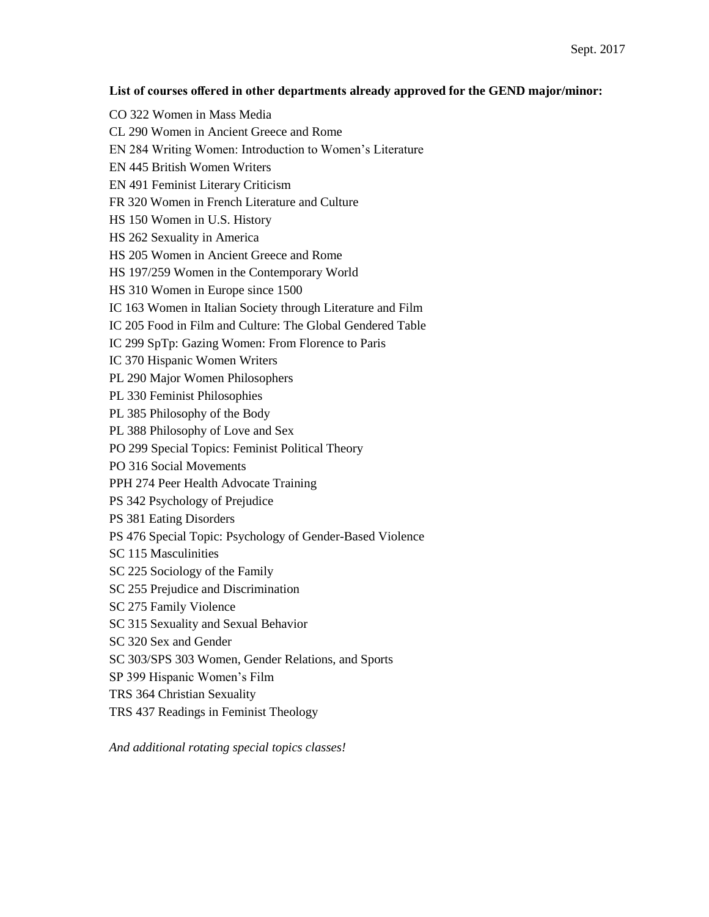Sept. 2017

**List of courses offered in other departments already approved for the GEND major/minor:**

CO 322 Women in Mass Media
CL 290 Women in Ancient Greece and Rome
EN 284 Writing Women: Introduction to Women's Literature
EN 445 British Women Writers
EN 491 Feminist Literary Criticism
FR 320 Women in French Literature and Culture
HS 150 Women in U.S. History
HS 262 Sexuality in America
HS 205 Women in Ancient Greece and Rome
HS 197/259 Women in the Contemporary World
HS 310 Women in Europe since 1500
IC 163 Women in Italian Society through Literature and Film
IC 205 Food in Film and Culture: The Global Gendered Table
IC 299 SpTp: Gazing Women: From Florence to Paris
IC 370 Hispanic Women Writers
PL 290 Major Women Philosophers
PL 330 Feminist Philosophies
PL 385 Philosophy of the Body
PL 388 Philosophy of Love and Sex
PO 299 Special Topics: Feminist Political Theory
PO 316 Social Movements
PPH 274 Peer Health Advocate Training
PS 342 Psychology of Prejudice
PS 381 Eating Disorders
PS 476 Special Topic: Psychology of Gender-Based Violence
SC 115 Masculinities
SC 225 Sociology of the Family
SC 255 Prejudice and Discrimination
SC 275 Family Violence
SC 315 Sexuality and Sexual Behavior
SC 320 Sex and Gender
SC 303/SPS 303 Women, Gender Relations, and Sports
SP 399 Hispanic Women's Film
TRS 364 Christian Sexuality
TRS 437 Readings in Feminist Theology

*And additional rotating special topics classes!*